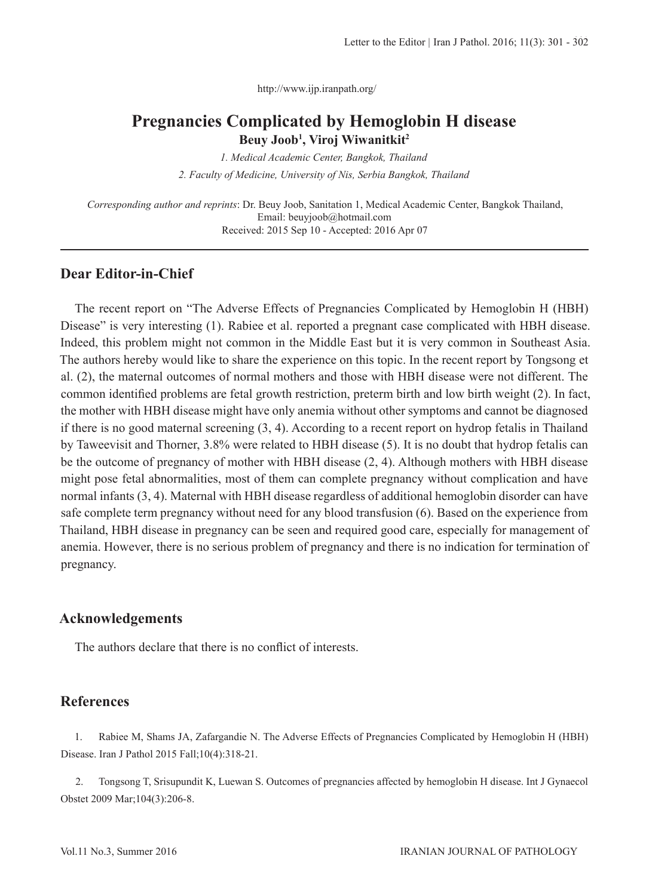http://www.ijp.iranpath.org/

# Pregnancies Complicated by Hemoglobin H disease

**Beuy Joob[1], Viroj Wiwanitkit[2]**

*1. Medical Academic Center, Bangkok, Thailand*

*2. Faculty of Medicine, University of Nis, Serbia Bangkok, Thailand*

*Corresponding author and reprints*: Dr. Beuy Joob, Sanitation 1, Medical Academic Center, Bangkok Thailand, Email: beuyjoob@hotmail.com

Received: 2015 Sep 10 - Accepted: 2016 Apr 07

## Dear Editor-in-Chief

The recent report on "The Adverse Effects of Pregnancies Complicated by Hemoglobin H (HBH) Disease" is very interesting (1). Rabiee et al. reported a pregnant case complicated with HBH disease. Indeed, this problem might not common in the Middle East but it is very common in Southeast Asia. The authors hereby would like to share the experience on this topic. In the recent report by Tongsong et al. (2), the maternal outcomes of normal mothers and those with HBH disease were not different. The common identified problems are fetal growth restriction, preterm birth and low birth weight (2). In fact, the mother with HBH disease might have only anemia without other symptoms and cannot be diagnosed if there is no good maternal screening (3, 4). According to a recent report on hydrop fetalis in Thailand by Taweevisit and Thorner, 3.8% were related to HBH disease (5). It is no doubt that hydrop fetalis can be the outcome of pregnancy of mother with HBH disease (2, 4). Although mothers with HBH disease might pose fetal abnormalities, most of them can complete pregnancy without complication and have normal infants (3, 4). Maternal with HBH disease regardless of additional hemoglobin disorder can have safe complete term pregnancy without need for any blood transfusion (6). Based on the experience from Thailand, HBH disease in pregnancy can be seen and required good care, especially for management of anemia. However, there is no serious problem of pregnancy and there is no indication for termination of pregnancy.

## Acknowledgements

The authors declare that there is no conflict of interests.

## References

1. Rabiee M, Shams JA, Zafargandie N. The Adverse Effects of Pregnancies Complicated by Hemoglobin H (HBH) Disease. Iran J Pathol 2015 Fall;10(4):318-21.

2. Tongsong T, Srisupundit K, Luewan S. Outcomes of pregnancies affected by hemoglobin H disease. Int J Gynaecol Obstet 2009 Mar;104(3):206-8.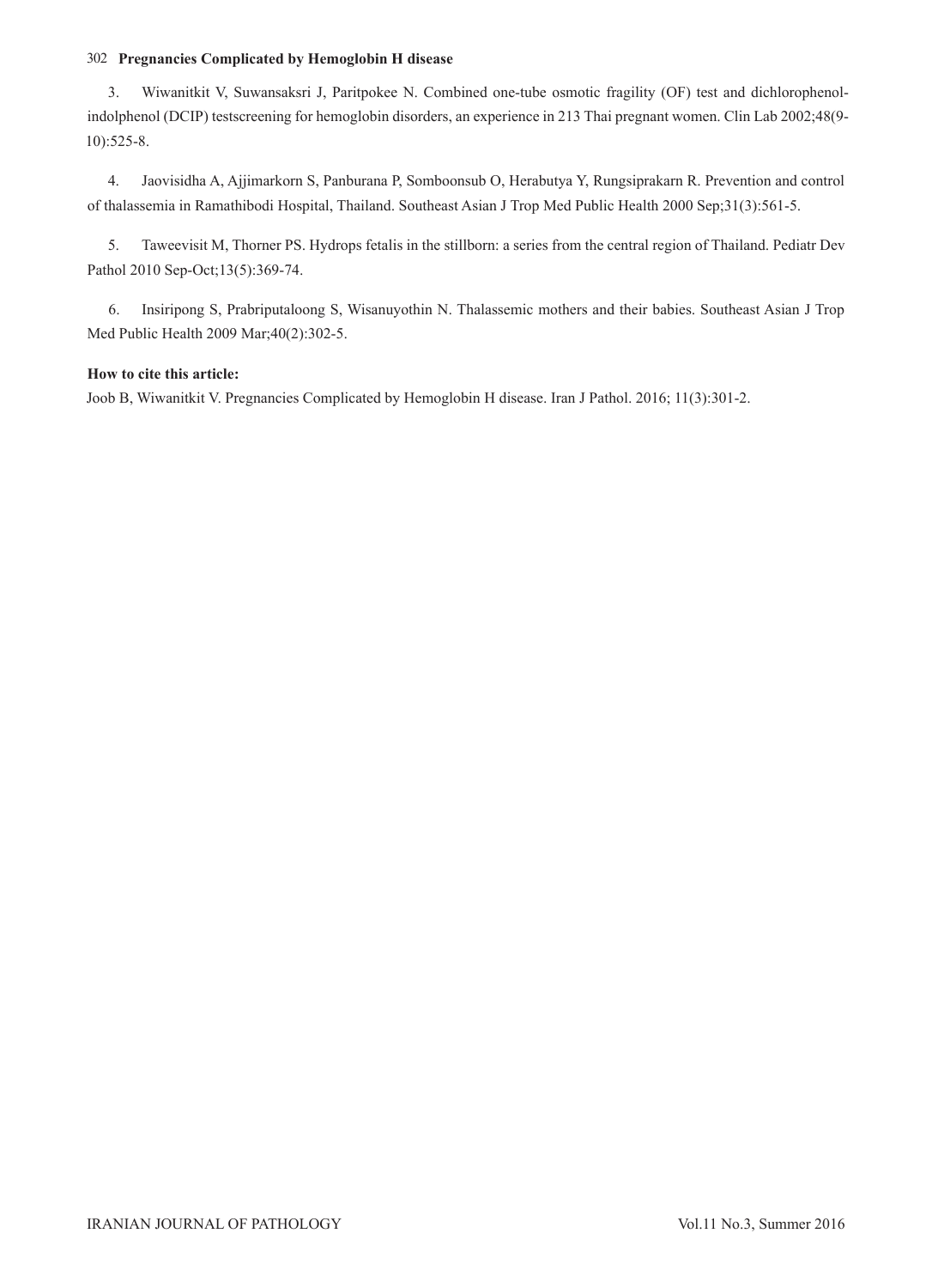3. Wiwanitkit V, Suwansaksri J, Paritpokee N. Combined one-tube osmotic fragility (OF) test and dichlorophenol-indolphenol (DCIP) testscreening for hemoglobin disorders, an experience in 213 Thai pregnant women. Clin Lab 2002;48(9-10):525-8.

4. Jaovisidha A, Ajjimarkorn S, Panburana P, Somboonsub O, Herabutya Y, Rungsiprakarn R. Prevention and control of thalassemia in Ramathibodi Hospital, Thailand. Southeast Asian J Trop Med Public Health 2000 Sep;31(3):561-5.

5. Taweevisit M, Thorner PS. Hydrops fetalis in the stillborn: a series from the central region of Thailand. Pediatr Dev Pathol 2010 Sep-Oct;13(5):369-74.

6. Insiripong S, Prabriputaloong S, Wisanuyothin N. Thalassemic mothers and their babies. Southeast Asian J Trop Med Public Health 2009 Mar;40(2):302-5.

**How to cite this article:**

Joob B, Wiwanitkit V. Pregnancies Complicated by Hemoglobin H disease. Iran J Pathol. 2016; 11(3):301-2.